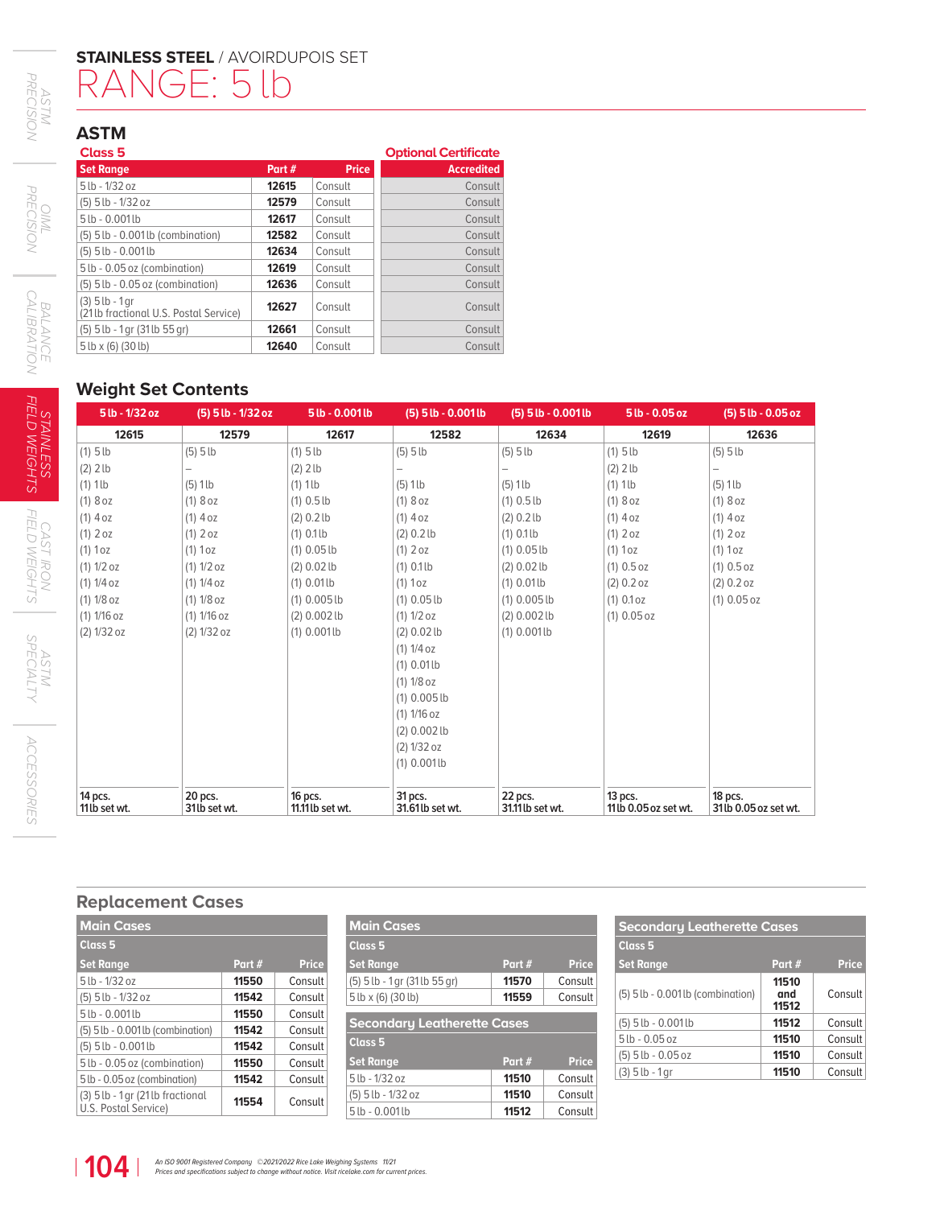**STAINLESS STEEL** / AVOIRDUPOIS SET

# RANGE: 5 lb

## ASTM

### Class 5

| Set Range | Part # | Price | Optional Certificate: Accredited |
|---|---|---|---|
| 5 lb - 1/32 oz | 12615 | Consult | Consult |
| (5) 5 lb - 1/32 oz | 12579 | Consult | Consult |
| 5 lb - 0.001 lb | 12617 | Consult | Consult |
| (5) 5 lb - 0.001 lb (combination) | 12582 | Consult | Consult |
| (5) 5 lb - 0.001 lb | 12634 | Consult | Consult |
| 5 lb - 0.05 oz (combination) | 12619 | Consult | Consult |
| (5) 5 lb - 0.05 oz (combination) | 12636 | Consult | Consult |
| (3) 5 lb - 1 gr (21 lb fractional U.S. Postal Service) | 12627 | Consult | Consult |
| (5) 5 lb - 1 gr (31 lb 55 gr) | 12661 | Consult | Consult |
| 5 lb x (6) (30 lb) | 12640 | Consult | Consult |

## Weight Set Contents

| 5 lb - 1/32 oz | (5) 5 lb - 1/32 oz | 5 lb - 0.001 lb | (5) 5 lb - 0.001 lb | (5) 5 lb - 0.001 lb | 5 lb - 0.05 oz | (5) 5 lb - 0.05 oz |
|---|---|---|---|---|---|---|
| **12615** | **12579** | **12617** | **12582** | **12634** | **12619** | **12636** |
| (1) 5 lb | (5) 5 lb | (1) 5 lb | (5) 5 lb | (5) 5 lb | (1) 5 lb | (5) 5 lb |
| (2) 2 lb | – | (2) 2 lb | – | – | (2) 2 lb | – |
| (1) 1 lb | (5) 1 lb | (1) 1 lb | (5) 1 lb | (5) 1 lb | (1) 1 lb | (5) 1 lb |
| (1) 8 oz | (1) 8 oz | (1) 0.5 lb | (1) 8 oz | (1) 0.5 lb | (1) 8 oz | (1) 8 oz |
| (1) 4 oz | (1) 4 oz | (2) 0.2 lb | (1) 4 oz | (2) 0.2 lb | (1) 4 oz | (1) 4 oz |
| (1) 2 oz | (1) 2 oz | (1) 0.1 lb | (2) 0.2 lb | (1) 0.1 lb | (1) 2 oz | (1) 2 oz |
| (1) 1 oz | (1) 1 oz | (1) 0.05 lb | (1) 2 oz | (1) 0.05 lb | (1) 1 oz | (1) 1 oz |
| (1) 1/2 oz | (1) 1/2 oz | (2) 0.02 lb | (1) 0.1 lb | (2) 0.02 lb | (1) 0.5 oz | (1) 0.5 oz |
| (1) 1/4 oz | (1) 1/4 oz | (1) 0.01 lb | (1) 1 oz | (1) 0.01 lb | (2) 0.2 oz | (2) 0.2 oz |
| (1) 1/8 oz | (1) 1/8 oz | (1) 0.005 lb | (1) 0.05 lb | (1) 0.005 lb | (1) 0.1 oz | (1) 0.05 oz |
| (1) 1/16 oz | (1) 1/16 oz | (2) 0.002 lb | (1) 1/2 oz | (2) 0.002 lb | (1) 0.05 oz | |
| (2) 1/32 oz | (2) 1/32 oz | (1) 0.001 lb | (2) 0.02 lb | (1) 0.001 lb | | |
| | | | (1) 1/4 oz | | | |
| | | | (1) 0.01 lb | | | |
| | | | (1) 1/8 oz | | | |
| | | | (1) 0.005 lb | | | |
| | | | (1) 1/16 oz | | | |
| | | | (2) 0.002 lb | | | |
| | | | (2) 1/32 oz | | | |
| | | | (1) 0.001 lb | | | |
| 14 pcs. 11 lb set wt. | 20 pcs. 31 lb set wt. | 16 pcs. 11.11 lb set wt. | 31 pcs. 31.61 lb set wt. | 22 pcs. 31.11 lb set wt. | 13 pcs. 11 lb 0.05 oz set wt. | 18 pcs. 31 lb 0.05 oz set wt. |

## Replacement Cases

### Main Cases

**Class 5**

| Set Range | Part # | Price |
|---|---|---|
| 5 lb - 1/32 oz | 11550 | Consult |
| (5) 5 lb - 1/32 oz | 11542 | Consult |
| 5 lb - 0.001 lb | 11550 | Consult |
| (5) 5 lb - 0.001 lb (combination) | 11542 | Consult |
| (5) 5 lb - 0.001 lb | 11542 | Consult |
| 5 lb - 0.05 oz (combination) | 11550 | Consult |
| 5 lb - 0.05 oz (combination) | 11542 | Consult |
| (3) 5 lb - 1 gr (21 lb fractional U.S. Postal Service) | 11554 | Consult |

### Main Cases

**Class 5**

| Set Range | Part # | Price |
|---|---|---|
| (5) 5 lb - 1 gr (31 lb 55 gr) | 11570 | Consult |
| 5 lb x (6) (30 lb) | 11559 | Consult |

### Secondary Leatherette Cases

**Class 5**

| Set Range | Part # | Price |
|---|---|---|
| 5 lb - 1/32 oz | 11510 | Consult |
| (5) 5 lb - 1/32 oz | 11510 | Consult |
| 5 lb - 0.001 lb | 11512 | Consult |

### Secondary Leatherette Cases

**Class 5**

| Set Range | Part # | Price |
|---|---|---|
| (5) 5 lb - 0.001 lb (combination) | 11510 and 11512 | Consult |
| (5) 5 lb - 0.001 lb | 11512 | Consult |
| 5 lb - 0.05 oz | 11510 | Consult |
| (5) 5 lb - 0.05 oz | 11510 | Consult |
| (3) 5 lb - 1 gr | 11510 | Consult |

*An ISO 9001 Registered Company ©2021/2022 Rice Lake Weighing Systems 11/21*
*Prices and specifications subject to change without notice. Visit ricelake.com for current prices.*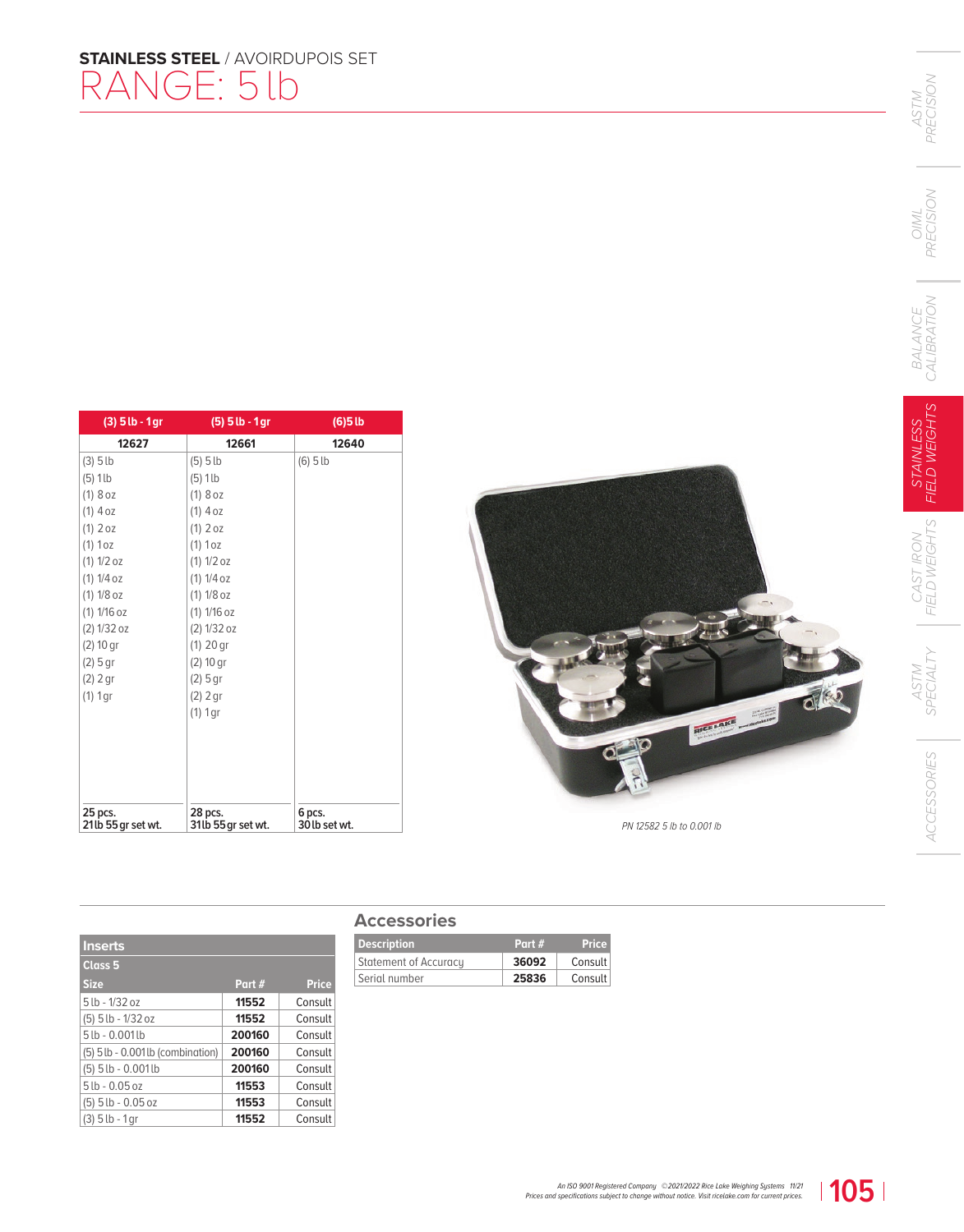**STAINLESS STEEL** / AVOIRDUPOIS SET

# RANGE: 5 lb

| (3) 5 lb - 1 gr | (5) 5 lb - 1 gr | (6)5 lb |
|---|---|---|
| **12627** | **12661** | **12640** |
| (3) 5 lb | (5) 5 lb | (6) 5 lb |
| (5) 1 lb | (5) 1 lb | |
| (1) 8 oz | (1) 8 oz | |
| (1) 4 oz | (1) 4 oz | |
| (1) 2 oz | (1) 2 oz | |
| (1) 1 oz | (1) 1 oz | |
| (1) 1/2 oz | (1) 1/2 oz | |
| (1) 1/4 oz | (1) 1/4 oz | |
| (1) 1/8 oz | (1) 1/8 oz | |
| (1) 1/16 oz | (1) 1/16 oz | |
| (2) 1/32 oz | (2) 1/32 oz | |
| (2) 10 gr | (1) 20 gr | |
| (2) 5 gr | (2) 10 gr | |
| (2) 2 gr | (2) 5 gr | |
| (1) 1 gr | (2) 2 gr | |
| | (1) 1 gr | |
| 25 pcs.<br>21 lb 55 gr set wt. | 28 pcs.<br>31 lb 55 gr set wt. | 6 pcs.<br>30 lb set wt. |

PN 12582 5 lb to 0.001 lb

| Inserts | | |
|---|---|---|
| **Class 5** | | |
| **Size** | **Part #** | **Price** |
| 5 lb - 1/32 oz | **11552** | Consult |
| (5) 5 lb - 1/32 oz | **11552** | Consult |
| 5 lb - 0.001 lb | **200160** | Consult |
| (5) 5 lb - 0.001 lb (combination) | **200160** | Consult |
| (5) 5 lb - 0.001 lb | **200160** | Consult |
| 5 lb - 0.05 oz | **11553** | Consult |
| (5) 5 lb - 0.05 oz | **11553** | Consult |
| (3) 5 lb - 1 gr | **11552** | Consult |

## Accessories

| Description | Part # | Price |
|---|---|---|
| Statement of Accuracy | **36092** | Consult |
| Serial number | **25836** | Consult |

*An ISO 9001 Registered Company ©2021/2022 Rice Lake Weighing Systems 11/21*
*Prices and specifications subject to change without notice. Visit ricelake.com for current prices.*